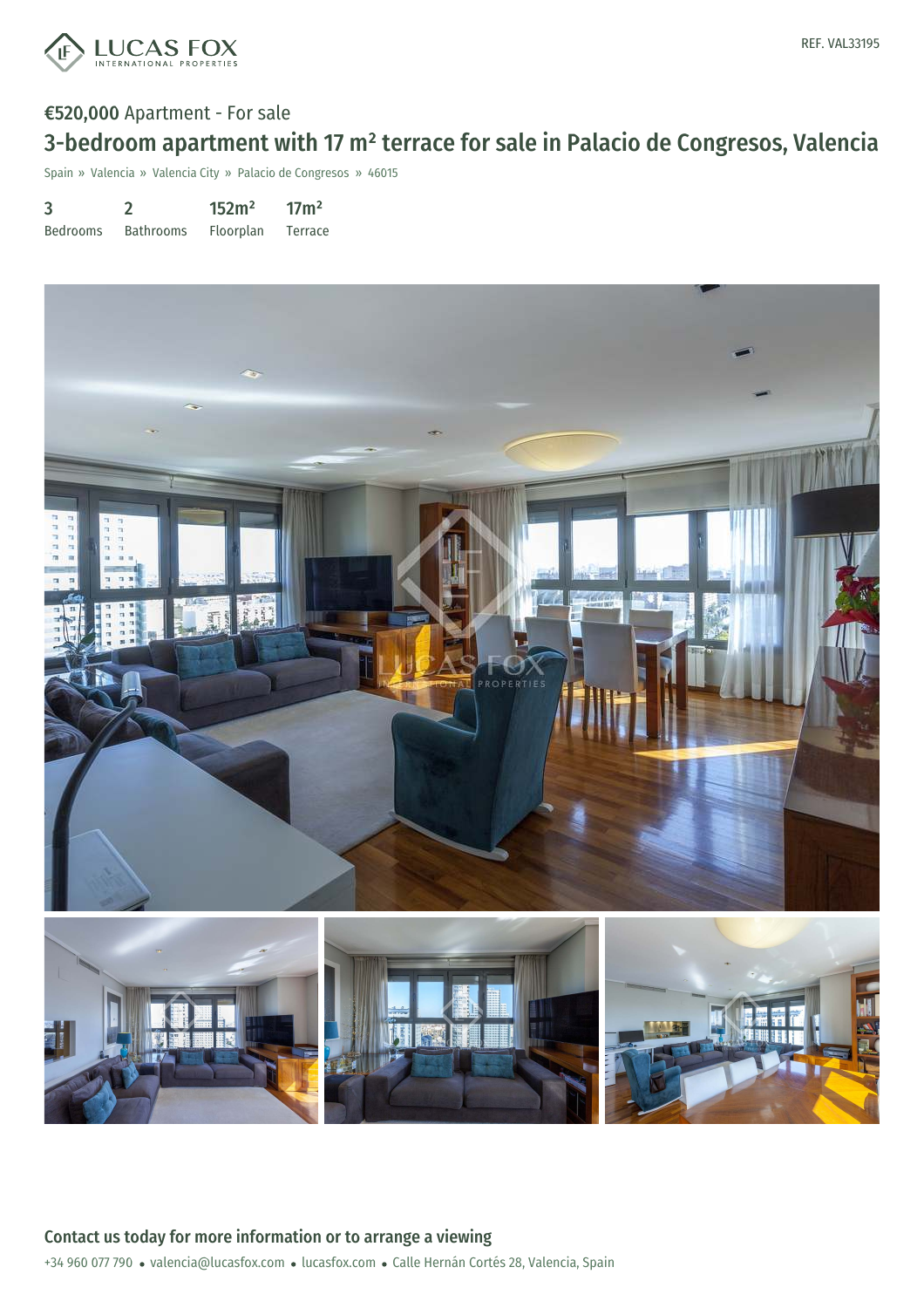REF. VAL33195

€520,000 Apartment - For sale

# 3-bedroom apartment with 17 m² terrace for sale in Palacio de Congresos, Valencia

Spain » Valencia » Valencia City » Palacio de Congresos » 46015

| 3 | 2 | 152m² | 17m² |
|---|---|---|---|
| Bedrooms | Bathrooms | Floorplan | Terrace |

## Contact us today for more information or to arrange a viewing

+34 960 077 790 • valencia@lucasfox.com • lucasfox.com • Calle Hernán Cortés 28, Valencia, Spain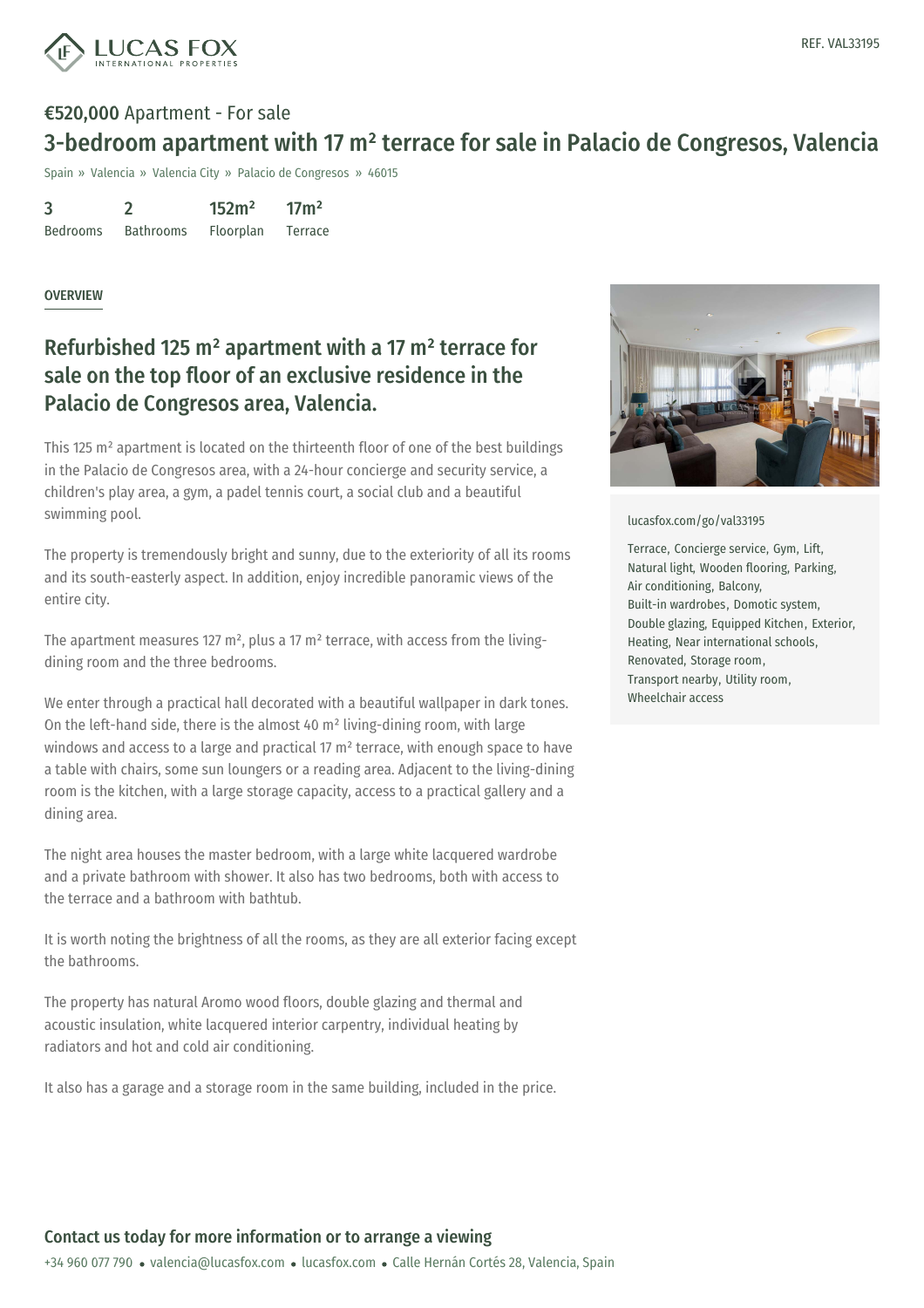REF. VAL33195

**€520,000** Apartment - For sale

# 3-bedroom apartment with 17 m² terrace for sale in Palacio de Congresos, Valencia

Spain » Valencia » Valencia City » Palacio de Congresos » 46015

| 3 | 2 | 152m² | 17m² |
| --- | --- | --- | --- |
| Bedrooms | Bathrooms | Floorplan | Terrace |

## OVERVIEW

## Refurbished 125 m² apartment with a 17 m² terrace for sale on the top floor of an exclusive residence in the Palacio de Congresos area, Valencia.

This 125 m² apartment is located on the thirteenth floor of one of the best buildings in the Palacio de Congresos area, with a 24-hour concierge and security service, a children's play area, a gym, a padel tennis court, a social club and a beautiful swimming pool.

The property is tremendously bright and sunny, due to the exteriority of all its rooms and its south-easterly aspect. In addition, enjoy incredible panoramic views of the entire city.

The apartment measures 127 m², plus a 17 m² terrace, with access from the living-dining room and the three bedrooms.

We enter through a practical hall decorated with a beautiful wallpaper in dark tones. On the left-hand side, there is the almost 40 m² living-dining room, with large windows and access to a large and practical 17 m² terrace, with enough space to have a table with chairs, some sun loungers or a reading area. Adjacent to the living-dining room is the kitchen, with a large storage capacity, access to a practical gallery and a dining area.

The night area houses the master bedroom, with a large white lacquered wardrobe and a private bathroom with shower. It also has two bedrooms, both with access to the terrace and a bathroom with bathtub.

It is worth noting the brightness of all the rooms, as they are all exterior facing except the bathrooms.

The property has natural Aromo wood floors, double glazing and thermal and acoustic insulation, white lacquered interior carpentry, individual heating by radiators and hot and cold air conditioning.

It also has a garage and a storage room in the same building, included in the price.

lucasfox.com/go/val33195

Terrace, Concierge service, Gym, Lift, Natural light, Wooden flooring, Parking, Air conditioning, Balcony, Built-in wardrobes, Domotic system, Double glazing, Equipped Kitchen, Exterior, Heating, Near international schools, Renovated, Storage room, Transport nearby, Utility room, Wheelchair access

**Contact us today for more information or to arrange a viewing**

+34 960 077 790 • valencia@lucasfox.com • lucasfox.com • Calle Hernán Cortés 28, Valencia, Spain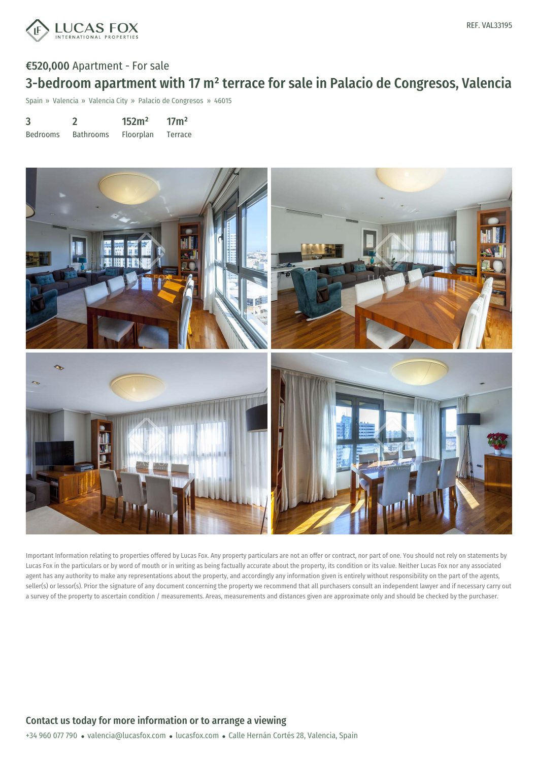REF. VAL33195

**€520,000** Apartment - For sale

# 3-bedroom apartment with 17 m² terrace for sale in Palacio de Congresos, Valencia

Spain » Valencia » Valencia City » Palacio de Congresos » 46015

| 3 | 2 | 152m² | 17m² |
|---|---|---|---|
| Bedrooms | Bathrooms | Floorplan | Terrace |

Important Information relating to properties offered by Lucas Fox. Any property particulars are not an offer or contract, nor part of one. You should not rely on statements by Lucas Fox in the particulars or by word of mouth or in writing as being factually accurate about the property, its condition or its value. Neither Lucas Fox nor any associated agent has any authority to make any representations about the property, and accordingly any information given is entirely without responsibility on the part of the agents, seller(s) or lessor(s). Prior the signature of any document concerning the property we recommend that all purchasers consult an independent lawyer and if necessary carry out a survey of the property to ascertain condition / measurements. Areas, measurements and distances given are approximate only and should be checked by the purchaser.

## Contact us today for more information or to arrange a viewing

+34 960 077 790 • valencia@lucasfox.com • lucasfox.com • Calle Hernán Cortés 28, Valencia, Spain